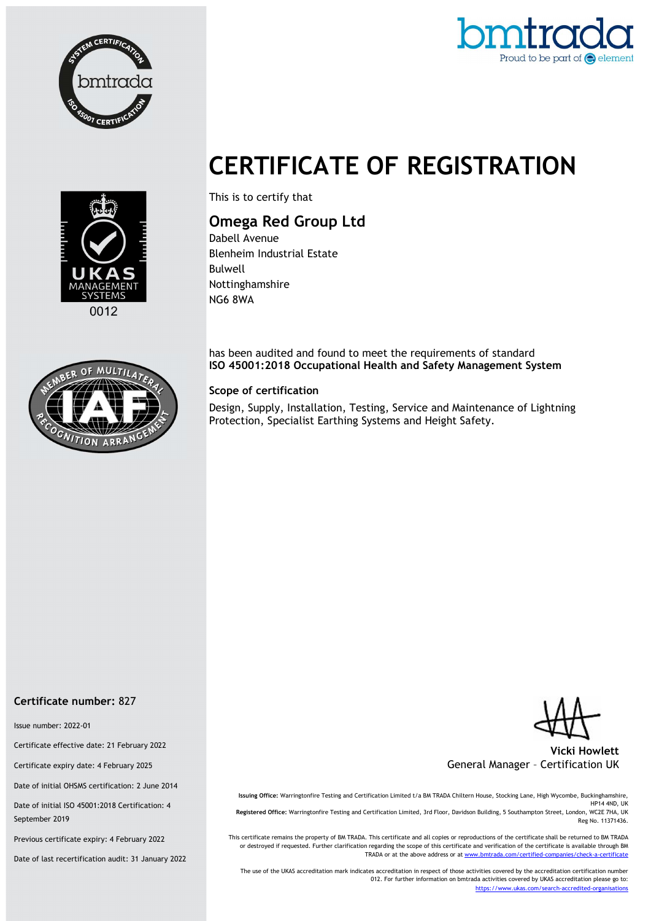bmtrada

Proud to be part of element

# CERTIFICATE OF REGISTRATION

This is to certify that

## Omega Red Group Ltd

Dabell Avenue
Blenheim Industrial Estate
Bulwell
Nottinghamshire
NG6 8WA

has been audited and found to meet the requirements of standard
**ISO 45001:2018 Occupational Health and Safety Management System**

### Scope of certification

Design, Supply, Installation, Testing, Service and Maintenance of Lightning Protection, Specialist Earthing Systems and Height Safety.

**Certificate number:** 827

Issue number: 2022-01

Certificate effective date: 21 February 2022

Certificate expiry date: 4 February 2025

Date of initial OHSMS certification: 2 June 2014

Date of initial ISO 45001:2018 Certification: 4 September 2019

Previous certificate expiry: 4 February 2022

Date of last recertification audit: 31 January 2022

**Vicki Howlett**
General Manager – Certification UK

**Issuing Office:** Warringtonfire Testing and Certification Limited t/a BM TRADA Chiltern House, Stocking Lane, High Wycombe, Buckinghamshire, HP14 4ND, UK
**Registered Office:** Warringtonfire Testing and Certification Limited, 3rd Floor, Davidson Building, 5 Southampton Street, London, WC2E 7HA, UK
Reg No. 11371436.

This certificate remains the property of BM TRADA. This certificate and all copies or reproductions of the certificate shall be returned to BM TRADA or destroyed if requested. Further clarification regarding the scope of this certificate and verification of the certificate is available through BM TRADA or at the above address or at www.bmtrada.com/certified-companies/check-a-certificate

The use of the UKAS accreditation mark indicates accreditation in respect of those activities covered by the accreditation certification number 012. For further information on bmtrada activities covered by UKAS accreditation please go to: https://www.ukas.com/search-accredited-organisations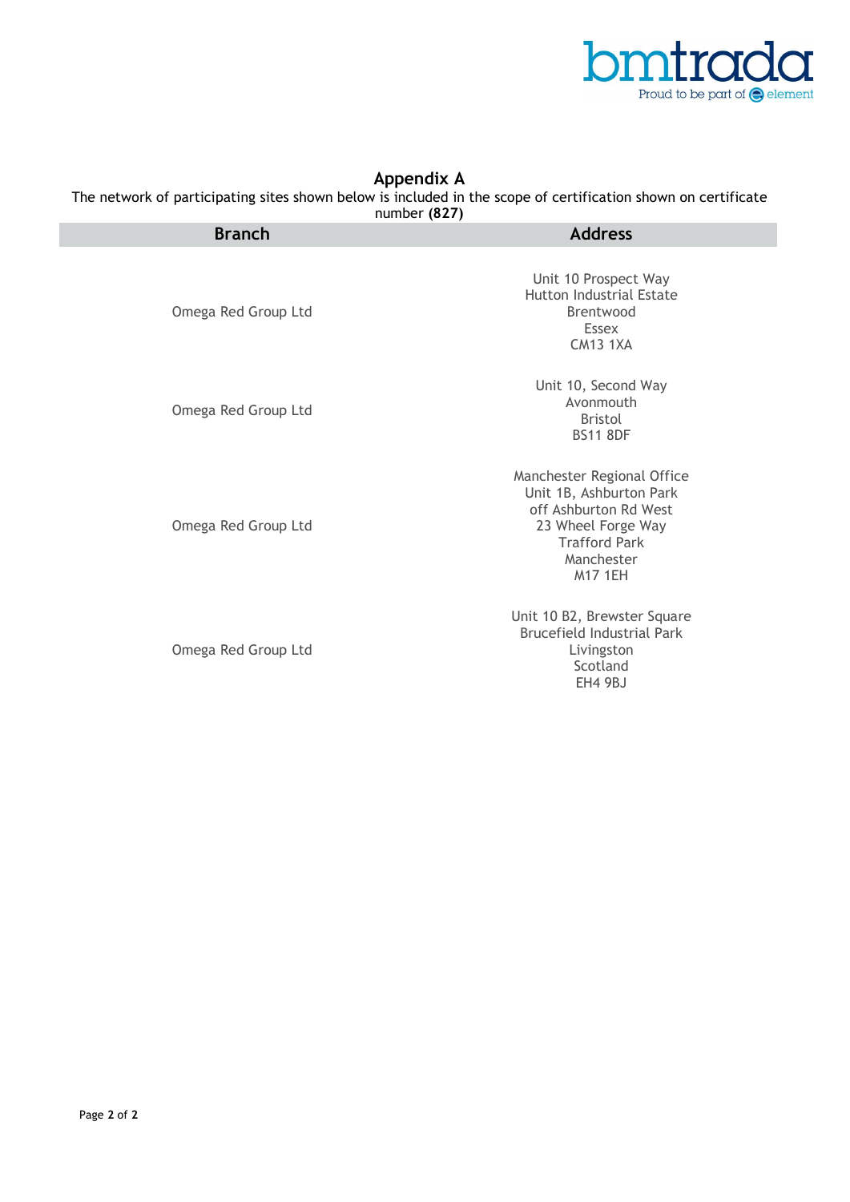## Appendix A

The network of participating sites shown below is included in the scope of certification shown on certificate number **(827)**

| Branch | Address |
|---|---|
| Omega Red Group Ltd | Unit 10 Prospect Way<br>Hutton Industrial Estate<br>Brentwood<br>Essex<br>CM13 1XA |
| Omega Red Group Ltd | Unit 10, Second Way<br>Avonmouth<br>Bristol<br>BS11 8DF |
| Omega Red Group Ltd | Manchester Regional Office<br>Unit 1B, Ashburton Park<br>off Ashburton Rd West<br>23 Wheel Forge Way<br>Trafford Park<br>Manchester<br>M17 1EH |
| Omega Red Group Ltd | Unit 10 B2, Brewster Square<br>Brucefield Industrial Park<br>Livingston<br>Scotland<br>EH4 9BJ |